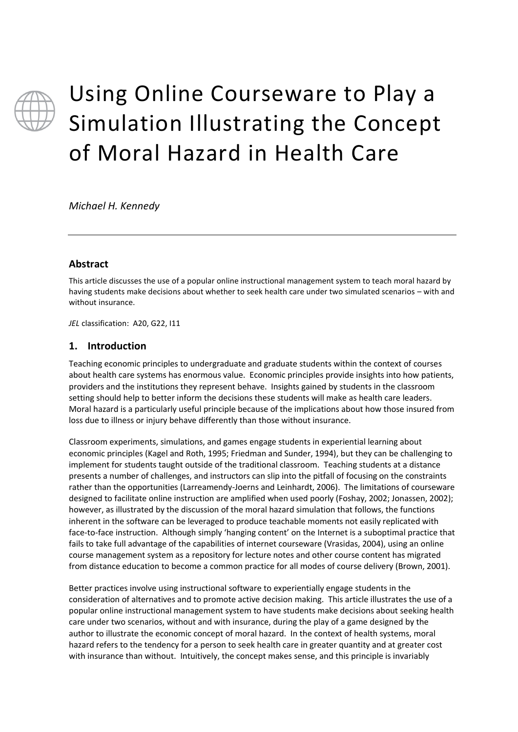# Using Online Courseware to Play a Simulation Illustrating the Concept of Moral Hazard in Health Care

*Michael H. Kennedy*

---

### Abstract

This article discusses the use of a popular online instructional management system to teach moral hazard by having students make decisions about whether to seek health care under two simulated scenarios – with and without insurance.

*JEL* classification: A20, G22, I11

## 1. Introduction

Teaching economic principles to undergraduate and graduate students within the context of courses about health care systems has enormous value. Economic principles provide insights into how patients, providers and the institutions they represent behave. Insights gained by students in the classroom setting should help to better inform the decisions these students will make as health care leaders. Moral hazard is a particularly useful principle because of the implications about how those insured from loss due to illness or injury behave differently than those without insurance.

Classroom experiments, simulations, and games engage students in experiential learning about economic principles (Kagel and Roth, 1995; Friedman and Sunder, 1994), but they can be challenging to implement for students taught outside of the traditional classroom. Teaching students at a distance presents a number of challenges, and instructors can slip into the pitfall of focusing on the constraints rather than the opportunities (Larreamendy-Joerns and Leinhardt, 2006). The limitations of courseware designed to facilitate online instruction are amplified when used poorly (Foshay, 2002; Jonassen, 2002); however, as illustrated by the discussion of the moral hazard simulation that follows, the functions inherent in the software can be leveraged to produce teachable moments not easily replicated with face-to-face instruction. Although simply 'hanging content' on the Internet is a suboptimal practice that fails to take full advantage of the capabilities of internet courseware (Vrasidas, 2004), using an online course management system as a repository for lecture notes and other course content has migrated from distance education to become a common practice for all modes of course delivery (Brown, 2001).

Better practices involve using instructional software to experientially engage students in the consideration of alternatives and to promote active decision making. This article illustrates the use of a popular online instructional management system to have students make decisions about seeking health care under two scenarios, without and with insurance, during the play of a game designed by the author to illustrate the economic concept of moral hazard. In the context of health systems, moral hazard refers to the tendency for a person to seek health care in greater quantity and at greater cost with insurance than without. Intuitively, the concept makes sense, and this principle is invariably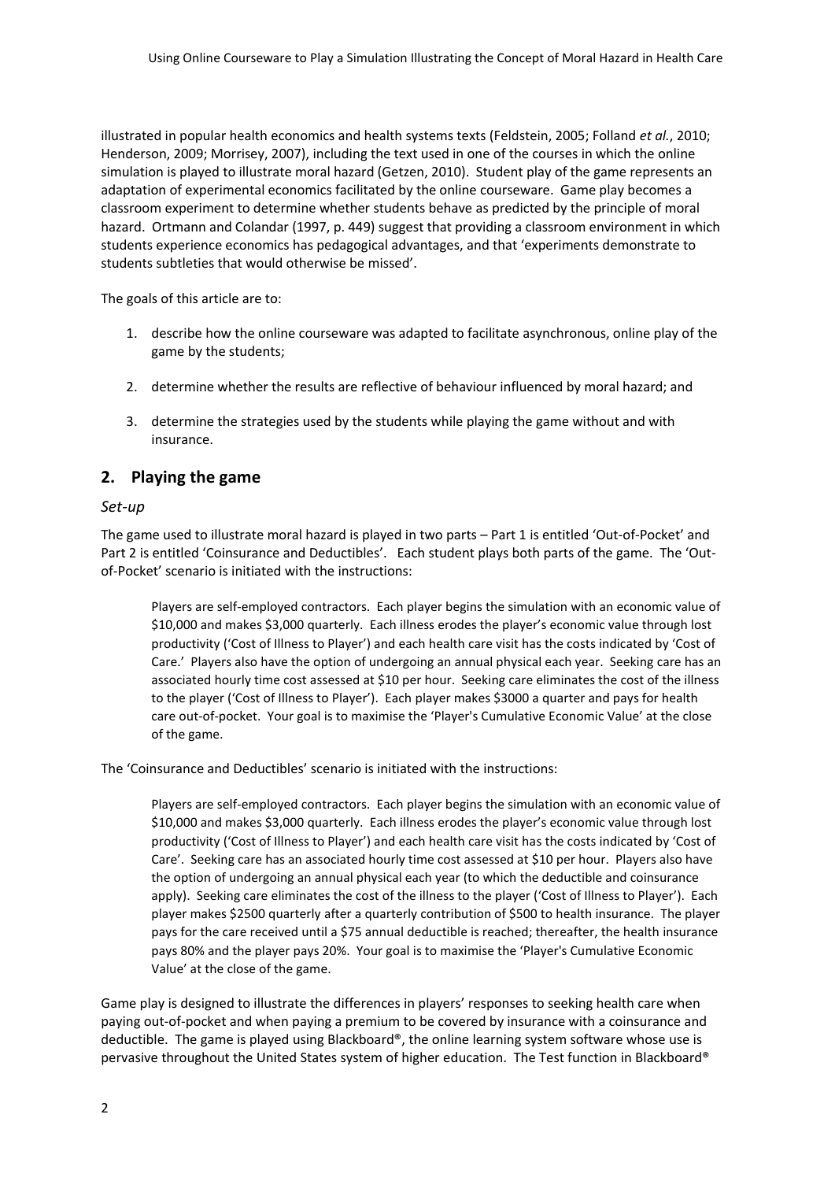illustrated in popular health economics and health systems texts (Feldstein, 2005; Folland *et al.*, 2010; Henderson, 2009; Morrisey, 2007), including the text used in one of the courses in which the online simulation is played to illustrate moral hazard (Getzen, 2010). Student play of the game represents an adaptation of experimental economics facilitated by the online courseware. Game play becomes a classroom experiment to determine whether students behave as predicted by the principle of moral hazard. Ortmann and Colandar (1997, p. 449) suggest that providing a classroom environment in which students experience economics has pedagogical advantages, and that 'experiments demonstrate to students subtleties that would otherwise be missed'.

The goals of this article are to:

1. describe how the online courseware was adapted to facilitate asynchronous, online play of the game by the students;
2. determine whether the results are reflective of behaviour influenced by moral hazard; and
3. determine the strategies used by the students while playing the game without and with insurance.

## 2. Playing the game

### *Set-up*

The game used to illustrate moral hazard is played in two parts – Part 1 is entitled 'Out-of-Pocket' and Part 2 is entitled 'Coinsurance and Deductibles'. Each student plays both parts of the game. The 'Out-of-Pocket' scenario is initiated with the instructions:

> Players are self-employed contractors. Each player begins the simulation with an economic value of $10,000 and makes $3,000 quarterly. Each illness erodes the player's economic value through lost productivity ('Cost of Illness to Player') and each health care visit has the costs indicated by 'Cost of Care.' Players also have the option of undergoing an annual physical each year. Seeking care has an associated hourly time cost assessed at $10 per hour. Seeking care eliminates the cost of the illness to the player ('Cost of Illness to Player'). Each player makes $3000 a quarter and pays for health care out-of-pocket. Your goal is to maximise the 'Player's Cumulative Economic Value' at the close of the game.

The 'Coinsurance and Deductibles' scenario is initiated with the instructions:

> Players are self-employed contractors. Each player begins the simulation with an economic value of $10,000 and makes $3,000 quarterly. Each illness erodes the player's economic value through lost productivity ('Cost of Illness to Player') and each health care visit has the costs indicated by 'Cost of Care'. Seeking care has an associated hourly time cost assessed at $10 per hour. Players also have the option of undergoing an annual physical each year (to which the deductible and coinsurance apply). Seeking care eliminates the cost of the illness to the player ('Cost of Illness to Player'). Each player makes $2500 quarterly after a quarterly contribution of $500 to health insurance. The player pays for the care received until a $75 annual deductible is reached; thereafter, the health insurance pays 80% and the player pays 20%. Your goal is to maximise the 'Player's Cumulative Economic Value' at the close of the game.

Game play is designed to illustrate the differences in players' responses to seeking health care when paying out-of-pocket and when paying a premium to be covered by insurance with a coinsurance and deductible. The game is played using Blackboard®, the online learning system software whose use is pervasive throughout the United States system of higher education. The Test function in Blackboard®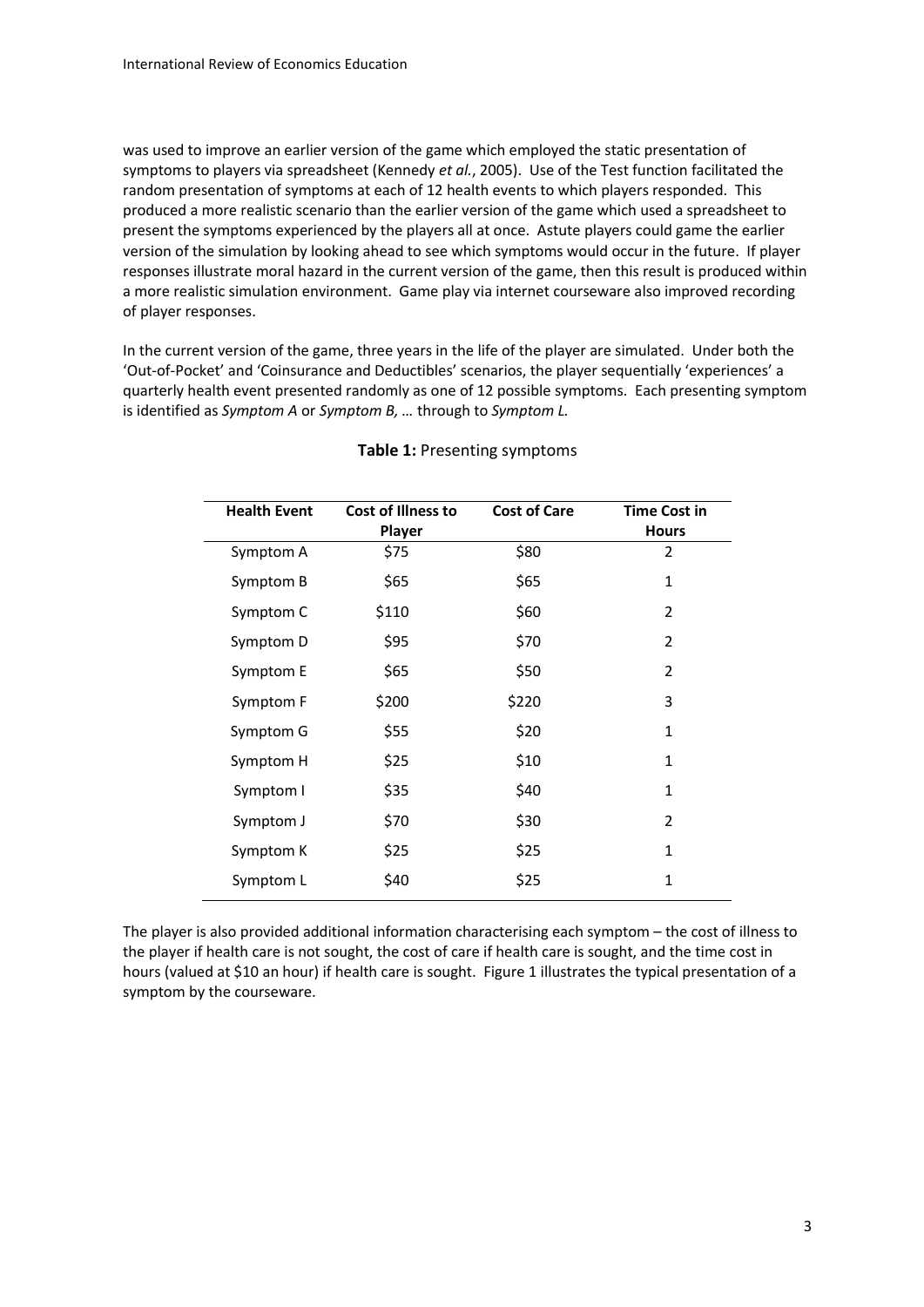was used to improve an earlier version of the game which employed the static presentation of symptoms to players via spreadsheet (Kennedy *et al.*, 2005). Use of the Test function facilitated the random presentation of symptoms at each of 12 health events to which players responded. This produced a more realistic scenario than the earlier version of the game which used a spreadsheet to present the symptoms experienced by the players all at once. Astute players could game the earlier version of the simulation by looking ahead to see which symptoms would occur in the future. If player responses illustrate moral hazard in the current version of the game, then this result is produced within a more realistic simulation environment. Game play via internet courseware also improved recording of player responses.

In the current version of the game, three years in the life of the player are simulated. Under both the 'Out-of-Pocket' and 'Coinsurance and Deductibles' scenarios, the player sequentially 'experiences' a quarterly health event presented randomly as one of 12 possible symptoms. Each presenting symptom is identified as *Symptom A* or *Symptom B, …* through to *Symptom L.*

**Table 1:** Presenting symptoms

| Health Event | Cost of Illness to Player | Cost of Care | Time Cost in Hours |
|---|---|---|---|
| Symptom A | $75 | $80 | 2 |
| Symptom B | $65 | $65 | 1 |
| Symptom C | $110 | $60 | 2 |
| Symptom D | $95 | $70 | 2 |
| Symptom E | $65 | $50 | 2 |
| Symptom F | $200 | $220 | 3 |
| Symptom G | $55 | $20 | 1 |
| Symptom H | $25 | $10 | 1 |
| Symptom I | $35 | $40 | 1 |
| Symptom J | $70 | $30 | 2 |
| Symptom K | $25 | $25 | 1 |
| Symptom L | $40 | $25 | 1 |

The player is also provided additional information characterising each symptom – the cost of illness to the player if health care is not sought, the cost of care if health care is sought, and the time cost in hours (valued at $10 an hour) if health care is sought. Figure 1 illustrates the typical presentation of a symptom by the courseware.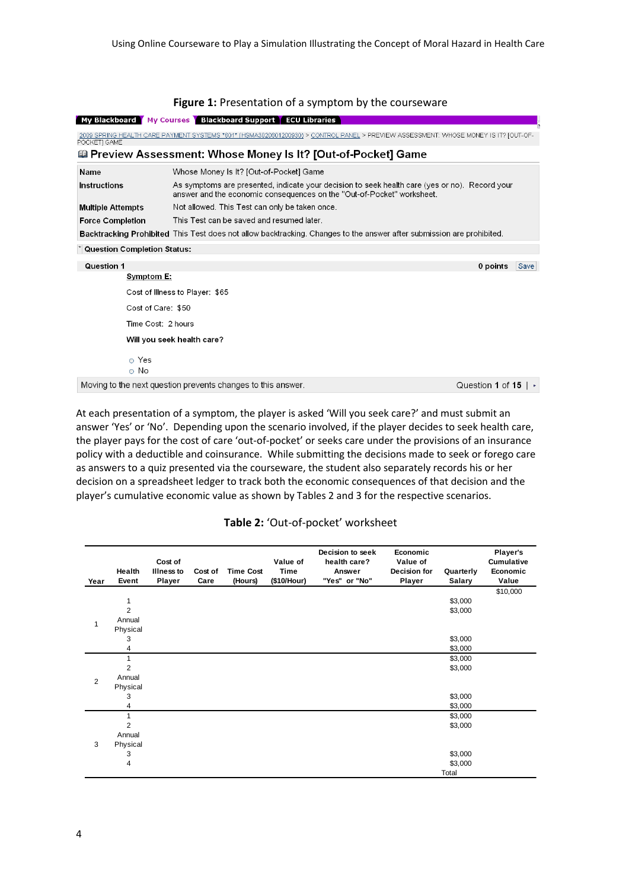**Figure 1:** Presentation of a symptom by the courseware

My Blackboard | My Courses | Blackboard Support | ECU Libraries

2009 SPRING HEALTH CARE PAYMENT SYSTEMS *601* (HSMA30200601200930) > CONTROL PANEL > PREVIEW ASSESSMENT: WHOSE MONEY IS IT? [OUT-OF-POCKET] GAME

## Preview Assessment: Whose Money Is It? [Out-of-Pocket] Game

| | |
|---|---|
| **Name** | Whose Money Is It? [Out-of-Pocket] Game |
| **Instructions** | As symptoms are presented, indicate your decision to seek health care (yes or no). Record your answer and the economic consequences on the "Out-of-Pocket" worksheet. |
| **Multiple Attempts** | Not allowed. This Test can only be taken once. |
| **Force Completion** | This Test can be saved and resumed later. |
| **Backtracking Prohibited** | This Test does not allow backtracking. Changes to the answer after submission are prohibited. |

**Question Completion Status:**

**Question 1** — 0 points — Save

**Symptom E:**

Cost of Illness to Player: $65

Cost of Care: $50

Time Cost: 2 hours

**Will you seek health care?**

- Yes
- No

Moving to the next question prevents changes to this answer. — Question **1** of **15**

At each presentation of a symptom, the player is asked 'Will you seek care?' and must submit an answer 'Yes' or 'No'. Depending upon the scenario involved, if the player decides to seek health care, the player pays for the cost of care 'out-of-pocket' or seeks care under the provisions of an insurance policy with a deductible and coinsurance. While submitting the decisions made to seek or forego care as answers to a quiz presented via the courseware, the student also separately records his or her decision on a spreadsheet ledger to track both the economic consequences of that decision and the player's cumulative economic value as shown by Tables 2 and 3 for the respective scenarios.

**Table 2:** 'Out-of-pocket' worksheet

| Year | Health Event | Cost of Illness to Player | Cost of Care | Time Cost (Hours) | Value of Time ($10/Hour) | Decision to seek health care? Answer "Yes" or "No" | Economic Value of Decision for Player | Quarterly Salary | Player's Cumulative Economic Value |
|---|---|---|---|---|---|---|---|---|---|
| | | | | | | | | | $10,000 |
| 1 | 1 | | | | | | | $3,000 | |
| | 2 | | | | | | | $3,000 | |
| | Annual Physical | | | | | | | | |
| | 3 | | | | | | | $3,000 | |
| | 4 | | | | | | | $3,000 | |
| 2 | 1 | | | | | | | $3,000 | |
| | 2 | | | | | | | $3,000 | |
| | Annual Physical | | | | | | | | |
| | 3 | | | | | | | $3,000 | |
| | 4 | | | | | | | $3,000 | |
| 3 | 1 | | | | | | | $3,000 | |
| | 2 | | | | | | | $3,000 | |
| | Annual Physical | | | | | | | | |
| | 3 | | | | | | | $3,000 | |
| | 4 | | | | | | | $3,000 | |
| | | | | | | | | Total | |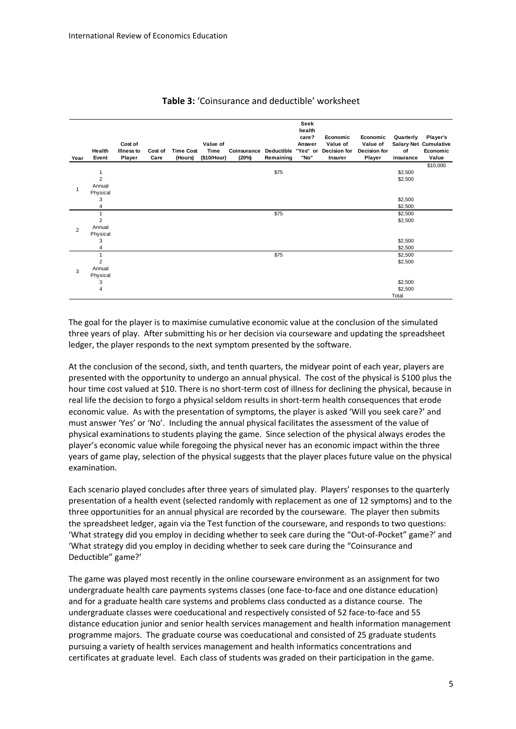**Table 3:** 'Coinsurance and deductible' worksheet

| Year | Health Event | Cost of Illness to Player | Cost of Care | Time Cost (Hours) | Value of Time ($10/Hour) | Coinsurance (20%) | Deductible Remaining | Seek health care? Answer "Yes" or "No" | Economic Value of Decision for Insurer | Economic Value of Decision for Player | Quarterly Salary Net of insurance | Player's Cumulative Economic Value |
|---|---|---|---|---|---|---|---|---|---|---|---|---|
| | | | | | | | | | | | | $10,000 |
| 1 | 1 | | | | | | $75 | | | | $2,500 | |
| | 2 | | | | | | | | | | $2,500 | |
| | Annual Physical | | | | | | | | | | | |
| | 3 | | | | | | | | | | $2,500 | |
| | 4 | | | | | | | | | | $2,500 | |
| 2 | 1 | | | | | | $75 | | | | $2,500 | |
| | 2 | | | | | | | | | | $2,500 | |
| | Annual Physical | | | | | | | | | | | |
| | 3 | | | | | | | | | | $2,500 | |
| | 4 | | | | | | | | | | $2,500 | |
| 3 | 1 | | | | | | $75 | | | | $2,500 | |
| | 2 | | | | | | | | | | $2,500 | |
| | Annual Physical | | | | | | | | | | | |
| | 3 | | | | | | | | | | $2,500 | |
| | 4 | | | | | | | | | | $2,500 | |
| | | | | | | | | | | | Total | |

The goal for the player is to maximise cumulative economic value at the conclusion of the simulated three years of play. After submitting his or her decision via courseware and updating the spreadsheet ledger, the player responds to the next symptom presented by the software.

At the conclusion of the second, sixth, and tenth quarters, the midyear point of each year, players are presented with the opportunity to undergo an annual physical. The cost of the physical is $100 plus the hour time cost valued at $10. There is no short-term cost of illness for declining the physical, because in real life the decision to forgo a physical seldom results in short-term health consequences that erode economic value. As with the presentation of symptoms, the player is asked 'Will you seek care?' and must answer 'Yes' or 'No'. Including the annual physical facilitates the assessment of the value of physical examinations to students playing the game. Since selection of the physical always erodes the player's economic value while foregoing the physical never has an economic impact within the three years of game play, selection of the physical suggests that the player places future value on the physical examination.

Each scenario played concludes after three years of simulated play. Players' responses to the quarterly presentation of a health event (selected randomly with replacement as one of 12 symptoms) and to the three opportunities for an annual physical are recorded by the courseware. The player then submits the spreadsheet ledger, again via the Test function of the courseware, and responds to two questions: 'What strategy did you employ in deciding whether to seek care during the "Out-of-Pocket" game?' and 'What strategy did you employ in deciding whether to seek care during the "Coinsurance and Deductible" game?'

The game was played most recently in the online courseware environment as an assignment for two undergraduate health care payments systems classes (one face-to-face and one distance education) and for a graduate health care systems and problems class conducted as a distance course. The undergraduate classes were coeducational and respectively consisted of 52 face-to-face and 55 distance education junior and senior health services management and health information management programme majors. The graduate course was coeducational and consisted of 25 graduate students pursuing a variety of health services management and health informatics concentrations and certificates at graduate level. Each class of students was graded on their participation in the game.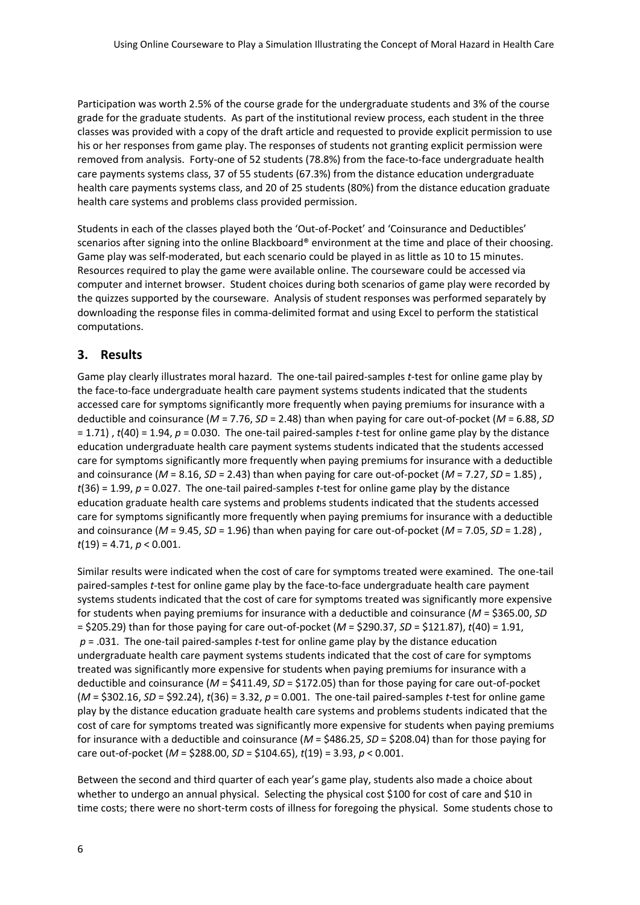Participation was worth 2.5% of the course grade for the undergraduate students and 3% of the course grade for the graduate students. As part of the institutional review process, each student in the three classes was provided with a copy of the draft article and requested to provide explicit permission to use his or her responses from game play. The responses of students not granting explicit permission were removed from analysis. Forty-one of 52 students (78.8%) from the face-to-face undergraduate health care payments systems class, 37 of 55 students (67.3%) from the distance education undergraduate health care payments systems class, and 20 of 25 students (80%) from the distance education graduate health care systems and problems class provided permission.

Students in each of the classes played both the 'Out-of-Pocket' and 'Coinsurance and Deductibles' scenarios after signing into the online Blackboard® environment at the time and place of their choosing. Game play was self-moderated, but each scenario could be played in as little as 10 to 15 minutes. Resources required to play the game were available online. The courseware could be accessed via computer and internet browser. Student choices during both scenarios of game play were recorded by the quizzes supported by the courseware. Analysis of student responses was performed separately by downloading the response files in comma-delimited format and using Excel to perform the statistical computations.

## 3. Results

Game play clearly illustrates moral hazard. The one-tail paired-samples *t*-test for online game play by the face-to-face undergraduate health care payment systems students indicated that the students accessed care for symptoms significantly more frequently when paying premiums for insurance with a deductible and coinsurance ($M$ = 7.76, $SD$ = 2.48) than when paying for care out-of-pocket ($M$ = 6.88, $SD$ = 1.71) , $t(40)$ = 1.94, $p$ = 0.030. The one-tail paired-samples *t*-test for online game play by the distance education undergraduate health care payment systems students indicated that the students accessed care for symptoms significantly more frequently when paying premiums for insurance with a deductible and coinsurance ($M$ = 8.16, $SD$ = 2.43) than when paying for care out-of-pocket ($M$ = 7.27, $SD$ = 1.85) , $t(36)$ = 1.99, $p$ = 0.027. The one-tail paired-samples *t*-test for online game play by the distance education graduate health care systems and problems students indicated that the students accessed care for symptoms significantly more frequently when paying premiums for insurance with a deductible and coinsurance ($M$ = 9.45, $SD$ = 1.96) than when paying for care out-of-pocket ($M$ = 7.05, $SD$ = 1.28) , $t(19)$ = 4.71, $p < 0.001$.

Similar results were indicated when the cost of care for symptoms treated were examined. The one-tail paired-samples *t*-test for online game play by the face-to-face undergraduate health care payment systems students indicated that the cost of care for symptoms treated was significantly more expensive for students when paying premiums for insurance with a deductible and coinsurance ($M$ = \$365.00, $SD$ = \$205.29) than for those paying for care out-of-pocket ($M$ = \$290.37, $SD$ = \$121.87), $t(40)$ = 1.91, $p$ = .031. The one-tail paired-samples *t*-test for online game play by the distance education undergraduate health care payment systems students indicated that the cost of care for symptoms treated was significantly more expensive for students when paying premiums for insurance with a deductible and coinsurance ($M$ = \$411.49, $SD$ = \$172.05) than for those paying for care out-of-pocket ($M$ = \$302.16, $SD$ = \$92.24), $t(36)$ = 3.32, $p$ = 0.001. The one-tail paired-samples *t*-test for online game play by the distance education graduate health care systems and problems students indicated that the cost of care for symptoms treated was significantly more expensive for students when paying premiums for insurance with a deductible and coinsurance ($M$ = \$486.25, $SD$ = \$208.04) than for those paying for care out-of-pocket ($M$ = \$288.00, $SD$ = \$104.65), $t(19)$ = 3.93, $p < 0.001$.

Between the second and third quarter of each year's game play, students also made a choice about whether to undergo an annual physical. Selecting the physical cost $100 for cost of care and $10 in time costs; there were no short-term costs of illness for foregoing the physical. Some students chose to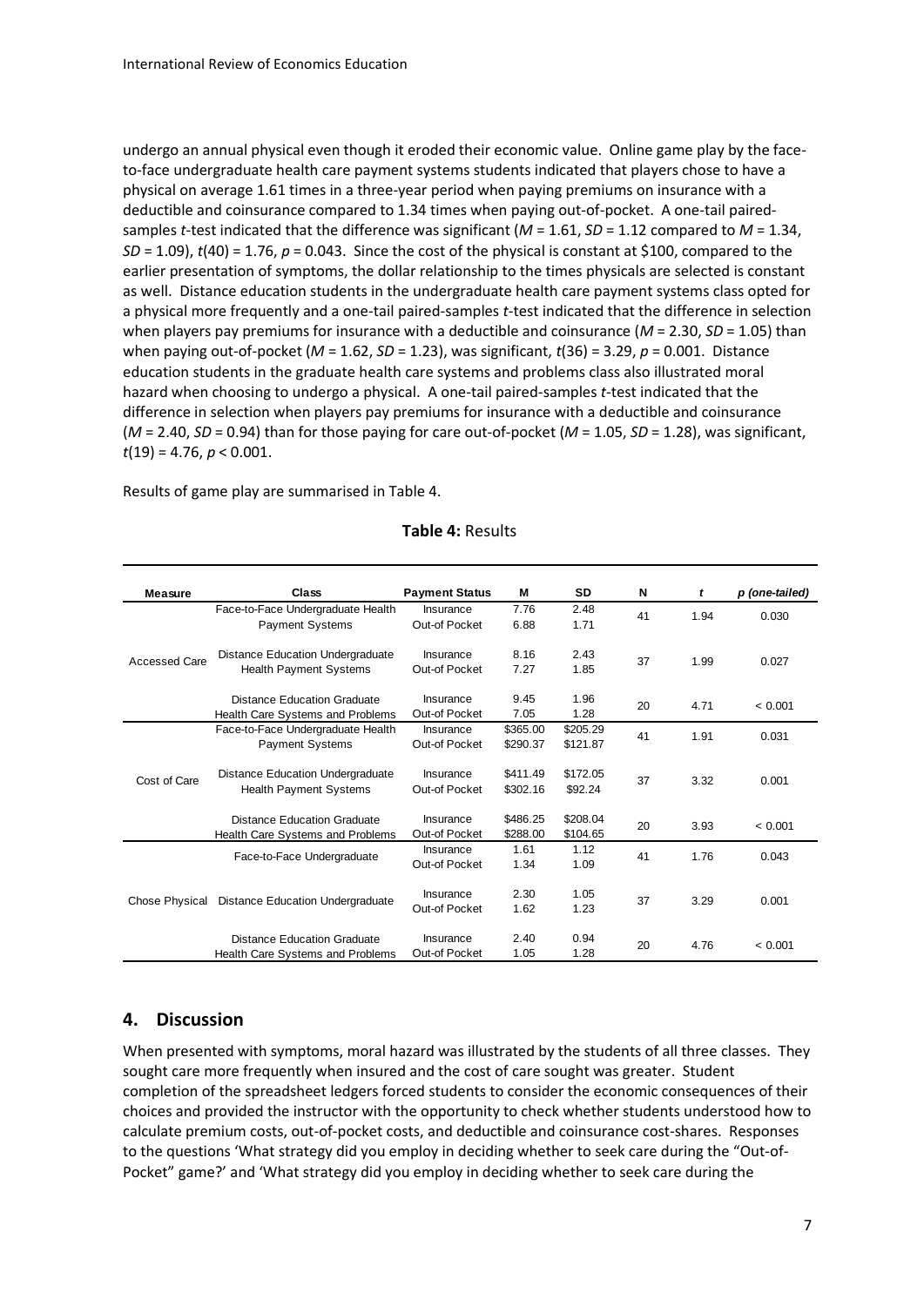undergo an annual physical even though it eroded their economic value. Online game play by the face-to-face undergraduate health care payment systems students indicated that players chose to have a physical on average 1.61 times in a three-year period when paying premiums on insurance with a deductible and coinsurance compared to 1.34 times when paying out-of-pocket. A one-tail paired-samples *t*-test indicated that the difference was significant ($M$ = 1.61, $SD$ = 1.12 compared to $M$ = 1.34, $SD$ = 1.09), $t(40)$ = 1.76, $p$ = 0.043. Since the cost of the physical is constant at \$100, compared to the earlier presentation of symptoms, the dollar relationship to the times physicals are selected is constant as well. Distance education students in the undergraduate health care payment systems class opted for a physical more frequently and a one-tail paired-samples *t*-test indicated that the difference in selection when players pay premiums for insurance with a deductible and coinsurance ($M$ = 2.30, $SD$ = 1.05) than when paying out-of-pocket ($M$ = 1.62, $SD$ = 1.23), was significant, $t(36)$ = 3.29, $p$ = 0.001. Distance education students in the graduate health care systems and problems class also illustrated moral hazard when choosing to undergo a physical. A one-tail paired-samples *t*-test indicated that the difference in selection when players pay premiums for insurance with a deductible and coinsurance ($M$ = 2.40, $SD$ = 0.94) than for those paying for care out-of-pocket ($M$ = 1.05, $SD$ = 1.28), was significant, $t(19)$ = 4.76, $p$ < 0.001.

Results of game play are summarised in Table 4.

**Table 4:** Results

| Measure | Class | Payment Status | M | SD | N | *t* | *p (one-tailed)* |
|---|---|---|---|---|---|---|---|
| Accessed Care | Face-to-Face Undergraduate Health Payment Systems | Insurance | 7.76 | 2.48 | 41 | 1.94 | 0.030 |
| | | Out-of Pocket | 6.88 | 1.71 | | | |
| | Distance Education Undergraduate Health Payment Systems | Insurance | 8.16 | 2.43 | 37 | 1.99 | 0.027 |
| | | Out-of Pocket | 7.27 | 1.85 | | | |
| | Distance Education Graduate Health Care Systems and Problems | Insurance | 9.45 | 1.96 | 20 | 4.71 | < 0.001 |
| | | Out-of Pocket | 7.05 | 1.28 | | | |
| Cost of Care | Face-to-Face Undergraduate Health Payment Systems | Insurance | \$365.00 | \$205.29 | 41 | 1.91 | 0.031 |
| | | Out-of Pocket | \$290.37 | \$121.87 | | | |
| | Distance Education Undergraduate Health Payment Systems | Insurance | \$411.49 | \$172.05 | 37 | 3.32 | 0.001 |
| | | Out-of Pocket | \$302.16 | \$92.24 | | | |
| | Distance Education Graduate Health Care Systems and Problems | Insurance | \$486.25 | \$208.04 | 20 | 3.93 | < 0.001 |
| | | Out-of Pocket | \$288.00 | \$104.65 | | | |
| Chose Physical | Face-to-Face Undergraduate | Insurance | 1.61 | 1.12 | 41 | 1.76 | 0.043 |
| | | Out-of Pocket | 1.34 | 1.09 | | | |
| | Distance Education Undergraduate | Insurance | 2.30 | 1.05 | 37 | 3.29 | 0.001 |
| | | Out-of Pocket | 1.62 | 1.23 | | | |
| | Distance Education Graduate Health Care Systems and Problems | Insurance | 2.40 | 0.94 | 20 | 4.76 | < 0.001 |
| | | Out-of Pocket | 1.05 | 1.28 | | | |

## 4. Discussion

When presented with symptoms, moral hazard was illustrated by the students of all three classes. They sought care more frequently when insured and the cost of care sought was greater. Student completion of the spreadsheet ledgers forced students to consider the economic consequences of their choices and provided the instructor with the opportunity to check whether students understood how to calculate premium costs, out-of-pocket costs, and deductible and coinsurance cost-shares. Responses to the questions 'What strategy did you employ in deciding whether to seek care during the "Out-of-Pocket" game?' and 'What strategy did you employ in deciding whether to seek care during the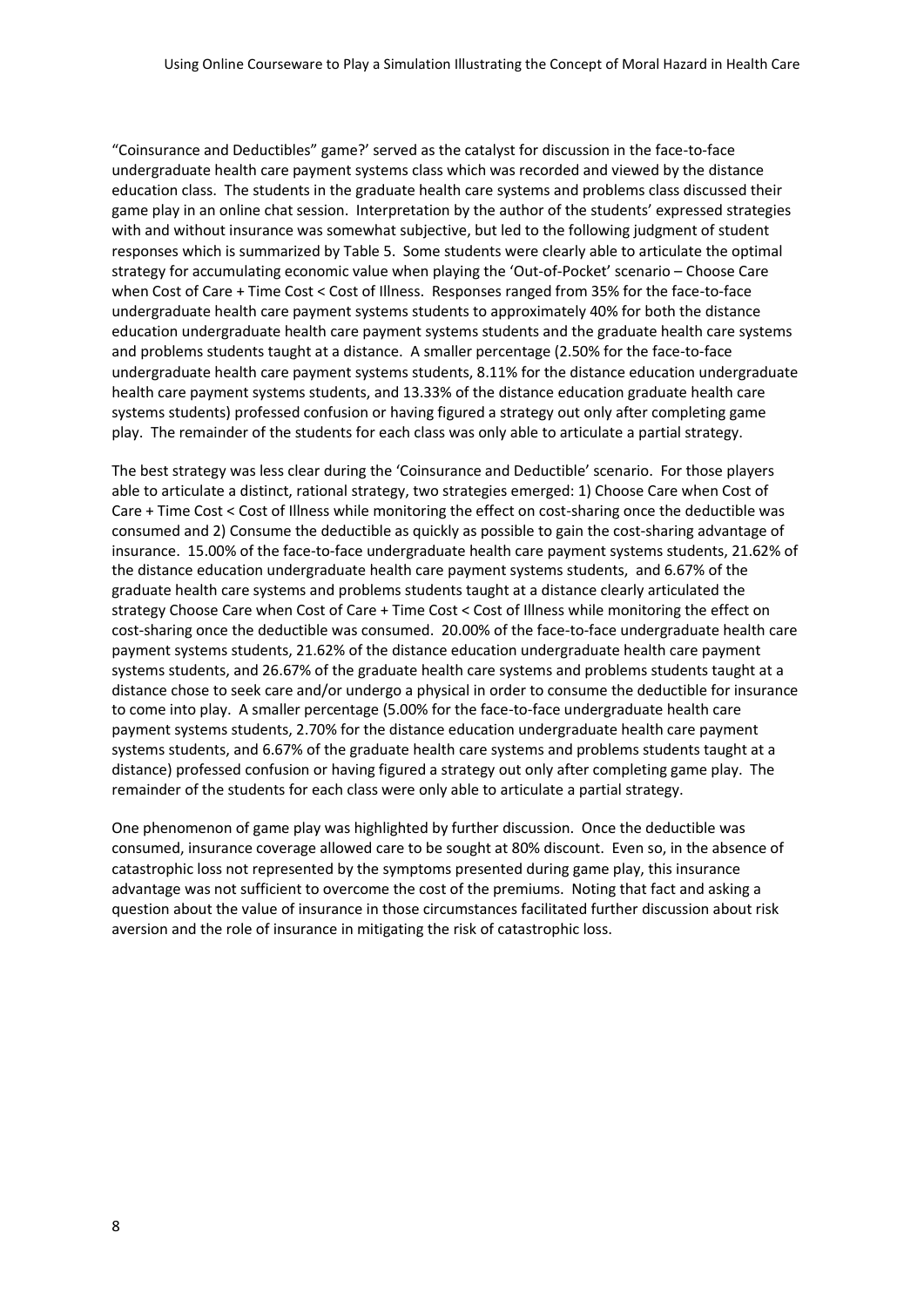“Coinsurance and Deductibles” game?’ served as the catalyst for discussion in the face-to-face undergraduate health care payment systems class which was recorded and viewed by the distance education class. The students in the graduate health care systems and problems class discussed their game play in an online chat session. Interpretation by the author of the students’ expressed strategies with and without insurance was somewhat subjective, but led to the following judgment of student responses which is summarized by Table 5. Some students were clearly able to articulate the optimal strategy for accumulating economic value when playing the ‘Out-of-Pocket’ scenario – Choose Care when Cost of Care + Time Cost < Cost of Illness. Responses ranged from 35% for the face-to-face undergraduate health care payment systems students to approximately 40% for both the distance education undergraduate health care payment systems students and the graduate health care systems and problems students taught at a distance. A smaller percentage (2.50% for the face-to-face undergraduate health care payment systems students, 8.11% for the distance education undergraduate health care payment systems students, and 13.33% of the distance education graduate health care systems students) professed confusion or having figured a strategy out only after completing game play. The remainder of the students for each class was only able to articulate a partial strategy.

The best strategy was less clear during the ‘Coinsurance and Deductible’ scenario. For those players able to articulate a distinct, rational strategy, two strategies emerged: 1) Choose Care when Cost of Care + Time Cost < Cost of Illness while monitoring the effect on cost-sharing once the deductible was consumed and 2) Consume the deductible as quickly as possible to gain the cost-sharing advantage of insurance. 15.00% of the face-to-face undergraduate health care payment systems students, 21.62% of the distance education undergraduate health care payment systems students, and 6.67% of the graduate health care systems and problems students taught at a distance clearly articulated the strategy Choose Care when Cost of Care + Time Cost < Cost of Illness while monitoring the effect on cost-sharing once the deductible was consumed. 20.00% of the face-to-face undergraduate health care payment systems students, 21.62% of the distance education undergraduate health care payment systems students, and 26.67% of the graduate health care systems and problems students taught at a distance chose to seek care and/or undergo a physical in order to consume the deductible for insurance to come into play. A smaller percentage (5.00% for the face-to-face undergraduate health care payment systems students, 2.70% for the distance education undergraduate health care payment systems students, and 6.67% of the graduate health care systems and problems students taught at a distance) professed confusion or having figured a strategy out only after completing game play. The remainder of the students for each class were only able to articulate a partial strategy.

One phenomenon of game play was highlighted by further discussion. Once the deductible was consumed, insurance coverage allowed care to be sought at 80% discount. Even so, in the absence of catastrophic loss not represented by the symptoms presented during game play, this insurance advantage was not sufficient to overcome the cost of the premiums. Noting that fact and asking a question about the value of insurance in those circumstances facilitated further discussion about risk aversion and the role of insurance in mitigating the risk of catastrophic loss.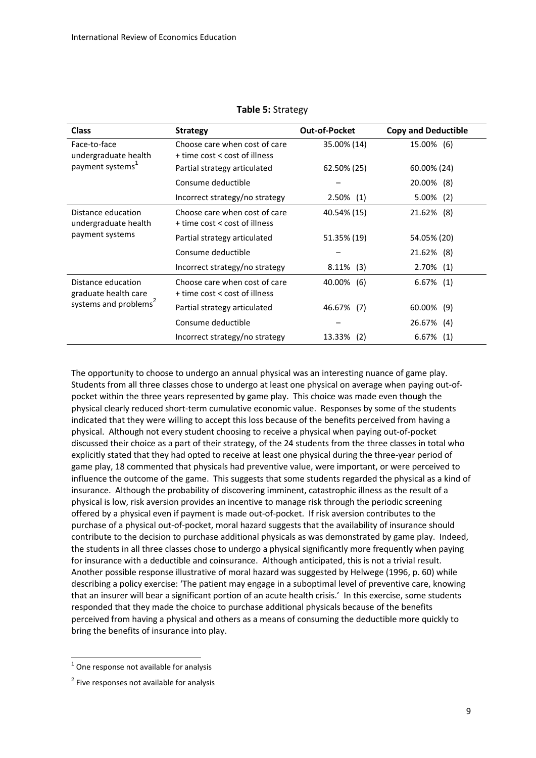**Table 5:** Strategy

| Class | Strategy | Out-of-Pocket | Copy and Deductible |
|---|---|---|---|
| Face-to-face undergraduate health payment systems[1] | Choose care when cost of care + time cost < cost of illness | 35.00% (14) | 15.00% (6) |
| | Partial strategy articulated | 62.50% (25) | 60.00% (24) |
| | Consume deductible | – | 20.00% (8) |
| | Incorrect strategy/no strategy | 2.50% (1) | 5.00% (2) |
| Distance education undergraduate health payment systems | Choose care when cost of care + time cost < cost of illness | 40.54% (15) | 21.62% (8) |
| | Partial strategy articulated | 51.35% (19) | 54.05% (20) |
| | Consume deductible | – | 21.62% (8) |
| | Incorrect strategy/no strategy | 8.11% (3) | 2.70% (1) |
| Distance education graduate health care systems and problems[2] | Choose care when cost of care + time cost < cost of illness | 40.00% (6) | 6.67% (1) |
| | Partial strategy articulated | 46.67% (7) | 60.00% (9) |
| | Consume deductible | – | 26.67% (4) |
| | Incorrect strategy/no strategy | 13.33% (2) | 6.67% (1) |

The opportunity to choose to undergo an annual physical was an interesting nuance of game play. Students from all three classes chose to undergo at least one physical on average when paying out-of-pocket within the three years represented by game play. This choice was made even though the physical clearly reduced short-term cumulative economic value. Responses by some of the students indicated that they were willing to accept this loss because of the benefits perceived from having a physical. Although not every student choosing to receive a physical when paying out-of-pocket discussed their choice as a part of their strategy, of the 24 students from the three classes in total who explicitly stated that they had opted to receive at least one physical during the three-year period of game play, 18 commented that physicals had preventive value, were important, or were perceived to influence the outcome of the game. This suggests that some students regarded the physical as a kind of insurance. Although the probability of discovering imminent, catastrophic illness as the result of a physical is low, risk aversion provides an incentive to manage risk through the periodic screening offered by a physical even if payment is made out-of-pocket. If risk aversion contributes to the purchase of a physical out-of-pocket, moral hazard suggests that the availability of insurance should contribute to the decision to purchase additional physicals as was demonstrated by game play. Indeed, the students in all three classes chose to undergo a physical significantly more frequently when paying for insurance with a deductible and coinsurance. Although anticipated, this is not a trivial result. Another possible response illustrative of moral hazard was suggested by Helwege (1996, p. 60) while describing a policy exercise: 'The patient may engage in a suboptimal level of preventive care, knowing that an insurer will bear a significant portion of an acute health crisis.' In this exercise, some students responded that they made the choice to purchase additional physicals because of the benefits perceived from having a physical and others as a means of consuming the deductible more quickly to bring the benefits of insurance into play.

[1] One response not available for analysis

[2] Five responses not available for analysis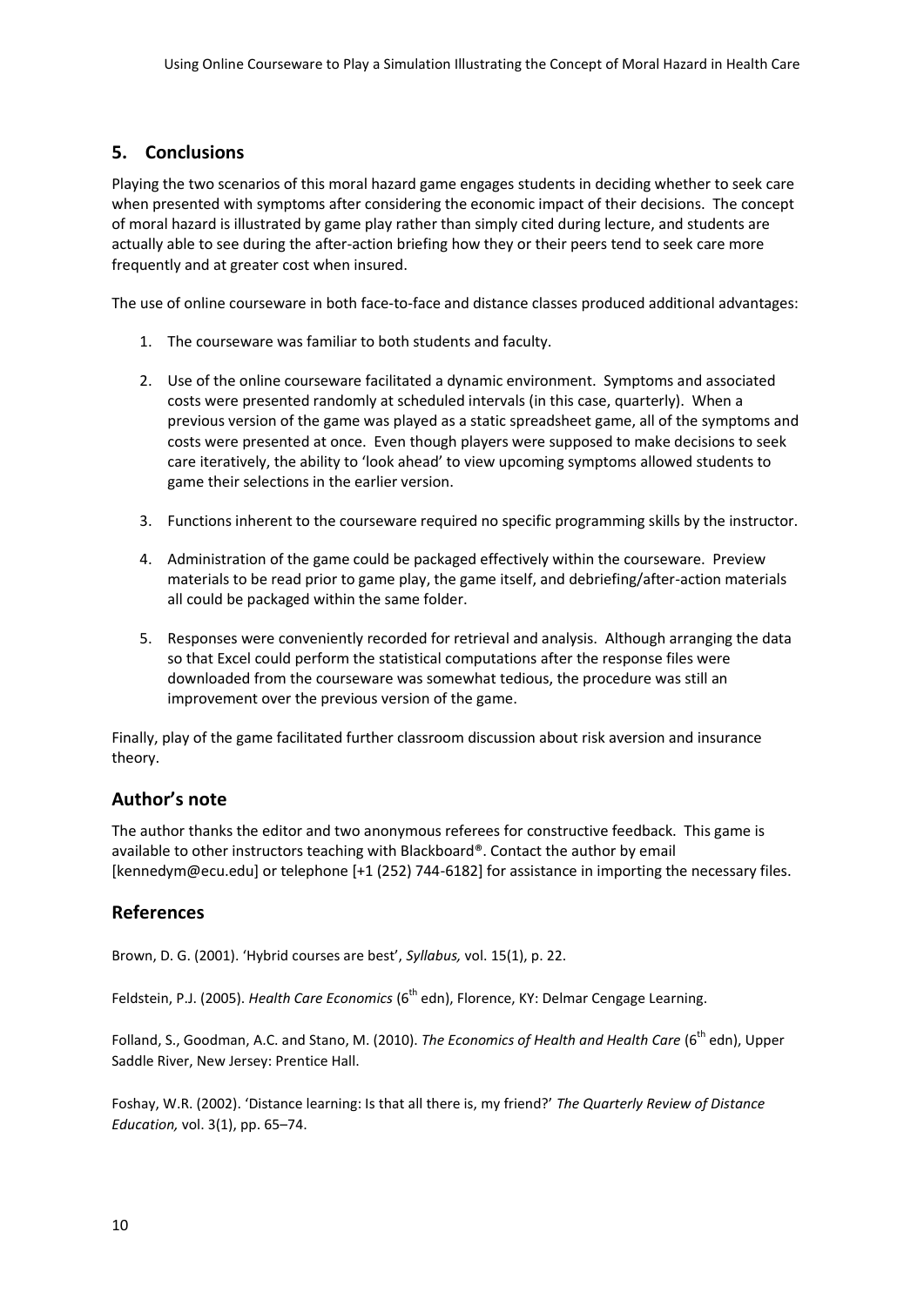## 5. Conclusions

Playing the two scenarios of this moral hazard game engages students in deciding whether to seek care when presented with symptoms after considering the economic impact of their decisions. The concept of moral hazard is illustrated by game play rather than simply cited during lecture, and students are actually able to see during the after-action briefing how they or their peers tend to seek care more frequently and at greater cost when insured.

The use of online courseware in both face-to-face and distance classes produced additional advantages:

1. The courseware was familiar to both students and faculty.

2. Use of the online courseware facilitated a dynamic environment. Symptoms and associated costs were presented randomly at scheduled intervals (in this case, quarterly). When a previous version of the game was played as a static spreadsheet game, all of the symptoms and costs were presented at once. Even though players were supposed to make decisions to seek care iteratively, the ability to 'look ahead' to view upcoming symptoms allowed students to game their selections in the earlier version.

3. Functions inherent to the courseware required no specific programming skills by the instructor.

4. Administration of the game could be packaged effectively within the courseware. Preview materials to be read prior to game play, the game itself, and debriefing/after-action materials all could be packaged within the same folder.

5. Responses were conveniently recorded for retrieval and analysis. Although arranging the data so that Excel could perform the statistical computations after the response files were downloaded from the courseware was somewhat tedious, the procedure was still an improvement over the previous version of the game.

Finally, play of the game facilitated further classroom discussion about risk aversion and insurance theory.

## Author's note

The author thanks the editor and two anonymous referees for constructive feedback. This game is available to other instructors teaching with Blackboard®. Contact the author by email [kennedym@ecu.edu] or telephone [+1 (252) 744-6182] for assistance in importing the necessary files.

## References

Brown, D. G. (2001). 'Hybrid courses are best', *Syllabus,* vol. 15(1), p. 22.

Feldstein, P.J. (2005). *Health Care Economics* (6th edn), Florence, KY: Delmar Cengage Learning.

Folland, S., Goodman, A.C. and Stano, M. (2010). *The Economics of Health and Health Care* (6th edn), Upper Saddle River, New Jersey: Prentice Hall.

Foshay, W.R. (2002). 'Distance learning: Is that all there is, my friend?' *The Quarterly Review of Distance Education,* vol. 3(1), pp. 65–74.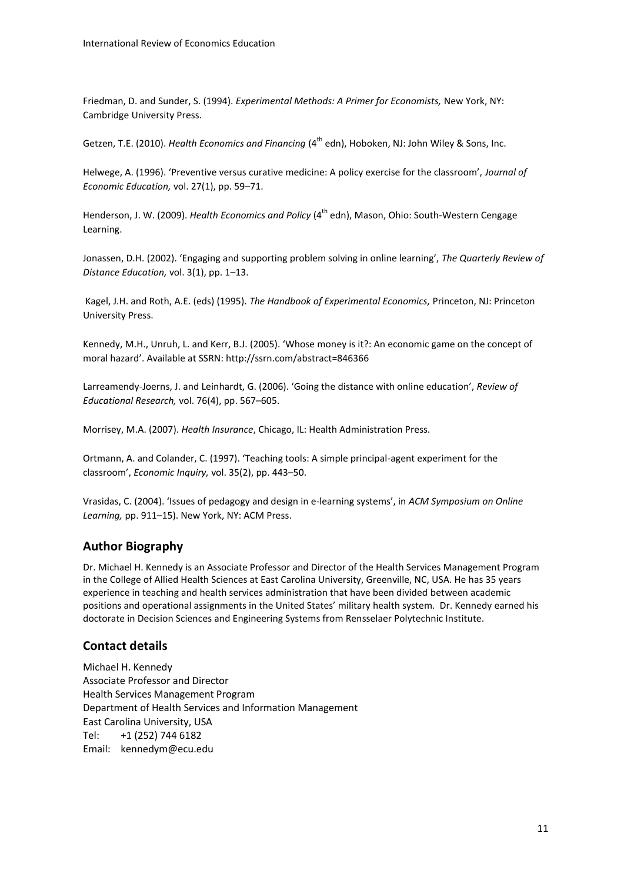Friedman, D. and Sunder, S. (1994). *Experimental Methods: A Primer for Economists,* New York, NY: Cambridge University Press.

Getzen, T.E. (2010). *Health Economics and Financing* (4th edn), Hoboken, NJ: John Wiley & Sons, Inc.

Helwege, A. (1996). 'Preventive versus curative medicine: A policy exercise for the classroom', *Journal of Economic Education,* vol. 27(1), pp. 59–71.

Henderson, J. W. (2009). *Health Economics and Policy* (4th edn), Mason, Ohio: South-Western Cengage Learning.

Jonassen, D.H. (2002). 'Engaging and supporting problem solving in online learning', *The Quarterly Review of Distance Education,* vol. 3(1), pp. 1–13.

Kagel, J.H. and Roth, A.E. (eds) (1995). *The Handbook of Experimental Economics,* Princeton, NJ: Princeton University Press.

Kennedy, M.H., Unruh, L. and Kerr, B.J. (2005). 'Whose money is it?: An economic game on the concept of moral hazard'. Available at SSRN: http://ssrn.com/abstract=846366

Larreamendy-Joerns, J. and Leinhardt, G. (2006). 'Going the distance with online education', *Review of Educational Research,* vol. 76(4), pp. 567–605.

Morrisey, M.A. (2007). *Health Insurance*, Chicago, IL: Health Administration Press.

Ortmann, A. and Colander, C. (1997). 'Teaching tools: A simple principal-agent experiment for the classroom', *Economic Inquiry,* vol. 35(2), pp. 443–50.

Vrasidas, C. (2004). 'Issues of pedagogy and design in e-learning systems', in *ACM Symposium on Online Learning,* pp. 911–15). New York, NY: ACM Press.

## Author Biography

Dr. Michael H. Kennedy is an Associate Professor and Director of the Health Services Management Program in the College of Allied Health Sciences at East Carolina University, Greenville, NC, USA. He has 35 years experience in teaching and health services administration that have been divided between academic positions and operational assignments in the United States' military health system. Dr. Kennedy earned his doctorate in Decision Sciences and Engineering Systems from Rensselaer Polytechnic Institute.

## Contact details

Michael H. Kennedy
Associate Professor and Director
Health Services Management Program
Department of Health Services and Information Management
East Carolina University, USA
Tel: +1 (252) 744 6182
Email: kennedym@ecu.edu